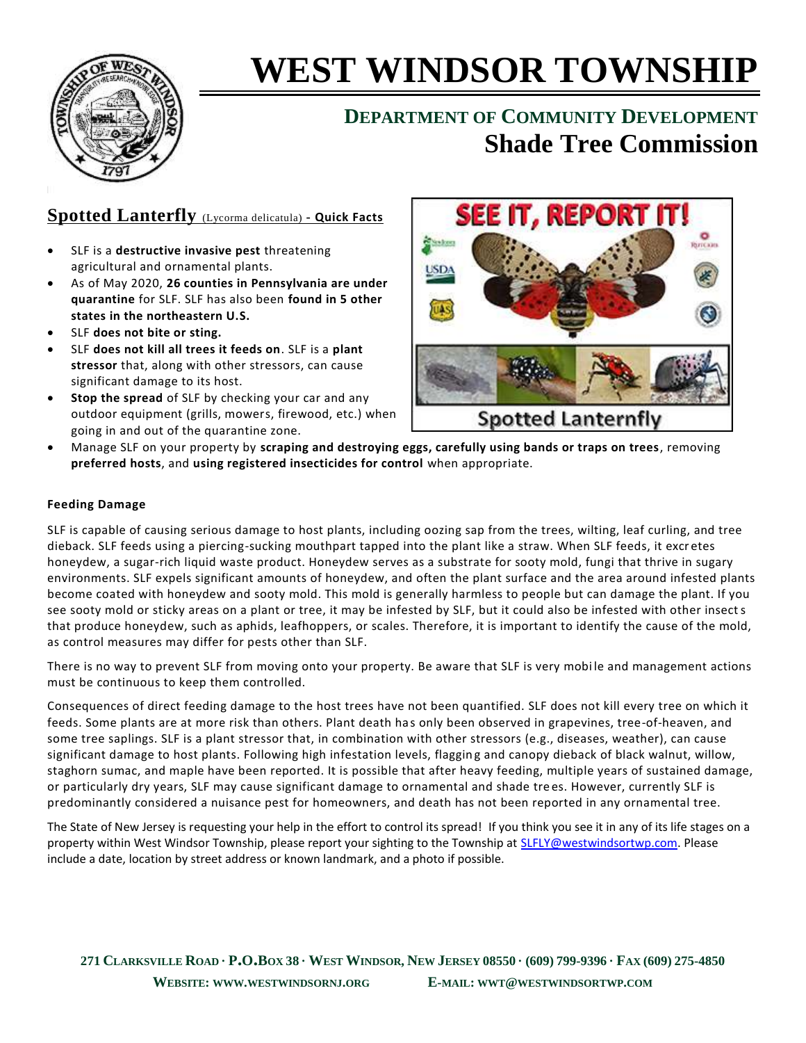# WEST WINDSOR TOWNSHIP

## DEPARTMENT OF COMMUNITY DEVELOPMENT
## Shade Tree Commission

## Spotted Lanterfly (Lycorma delicatula) - Quick Facts

- SLF is a **destructive invasive pest** threatening agricultural and ornamental plants.
- As of May 2020, **26 counties in Pennsylvania are under quarantine** for SLF. SLF has also been **found in 5 other states in the northeastern U.S.**
- SLF **does not bite or sting.**
- SLF **does not kill all trees it feeds on**. SLF is a **plant stressor** that, along with other stressors, can cause significant damage to its host.
- **Stop the spread** of SLF by checking your car and any outdoor equipment (grills, mowers, firewood, etc.) when going in and out of the quarantine zone.
- Manage SLF on your property by **scraping and destroying eggs, carefully using bands or traps on trees**, removing **preferred hosts**, and **using registered insecticides for control** when appropriate.

SEE IT, REPORT IT!

Spotted Lanternfly

### Feeding Damage

SLF is capable of causing serious damage to host plants, including oozing sap from the trees, wilting, leaf curling, and tree dieback. SLF feeds using a piercing-sucking mouthpart tapped into the plant like a straw. When SLF feeds, it excretes honeydew, a sugar-rich liquid waste product. Honeydew serves as a substrate for sooty mold, fungi that thrive in sugary environments. SLF expels significant amounts of honeydew, and often the plant surface and the area around infested plants become coated with honeydew and sooty mold. This mold is generally harmless to people but can damage the plant. If you see sooty mold or sticky areas on a plant or tree, it may be infested by SLF, but it could also be infested with other insects that produce honeydew, such as aphids, leafhoppers, or scales. Therefore, it is important to identify the cause of the mold, as control measures may differ for pests other than SLF.

There is no way to prevent SLF from moving onto your property. Be aware that SLF is very mobile and management actions must be continuous to keep them controlled.

Consequences of direct feeding damage to the host trees have not been quantified. SLF does not kill every tree on which it feeds. Some plants are at more risk than others. Plant death has only been observed in grapevines, tree-of-heaven, and some tree saplings. SLF is a plant stressor that, in combination with other stressors (e.g., diseases, weather), can cause significant damage to host plants. Following high infestation levels, flagging and canopy dieback of black walnut, willow, staghorn sumac, and maple have been reported. It is possible that after heavy feeding, multiple years of sustained damage, or particularly dry years, SLF may cause significant damage to ornamental and shade trees. However, currently SLF is predominantly considered a nuisance pest for homeowners, and death has not been reported in any ornamental tree.

The State of New Jersey is requesting your help in the effort to control its spread! If you think you see it in any of its life stages on a property within West Windsor Township, please report your sighting to the Township at SLFLY@westwindsortwp.com. Please include a date, location by street address or known landmark, and a photo if possible.

271 CLARKSVILLE ROAD · P.O.BOX 38 · WEST WINDSOR, NEW JERSEY 08550 · (609) 799-9396 · FAX (609) 275-4850

WEBSITE: WWW.WESTWINDSORNJ.ORG E-MAIL: WWT@WESTWINDSORTWP.COM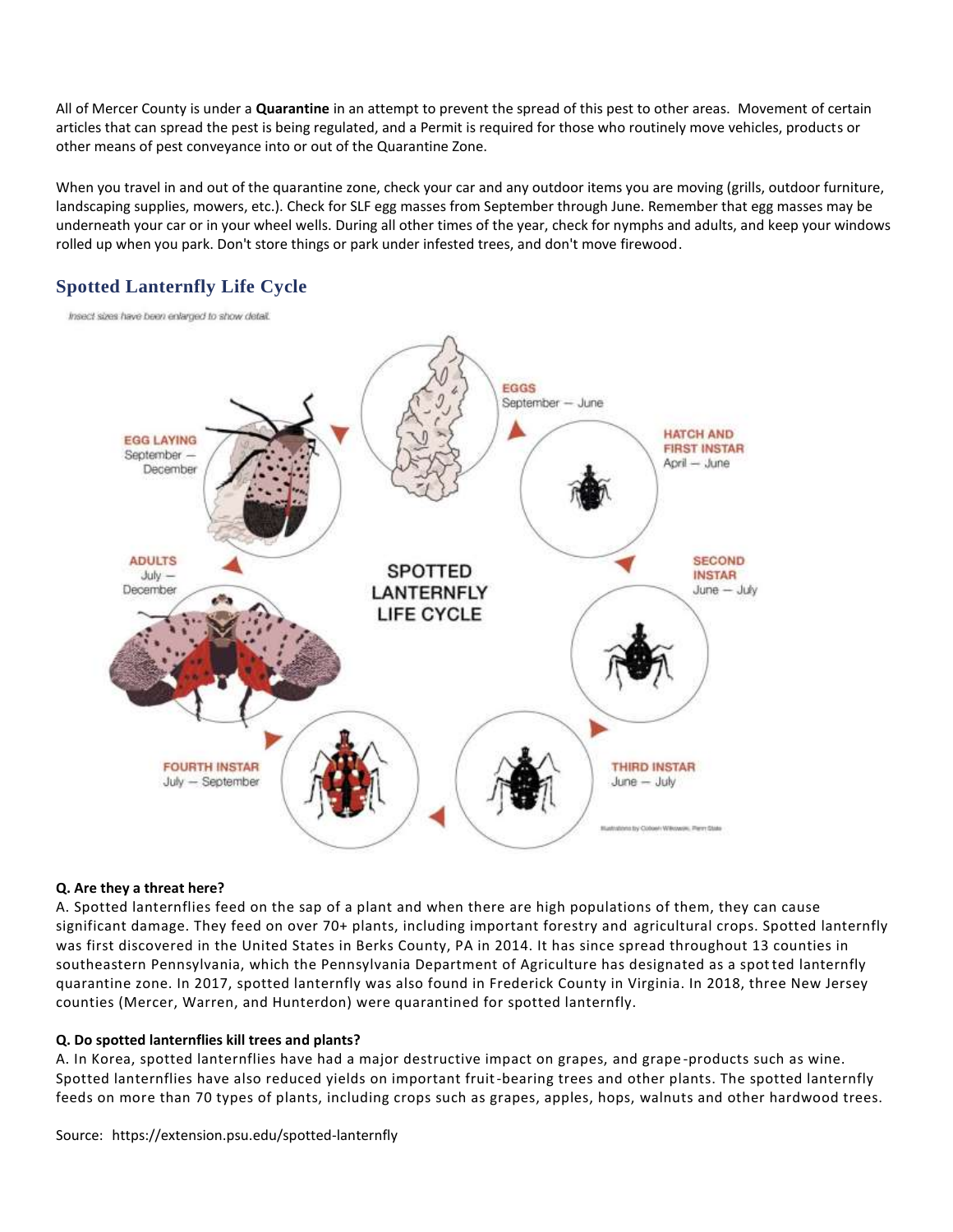All of Mercer County is under a **Quarantine** in an attempt to prevent the spread of this pest to other areas. Movement of certain articles that can spread the pest is being regulated, and a Permit is required for those who routinely move vehicles, products or other means of pest conveyance into or out of the Quarantine Zone.

When you travel in and out of the quarantine zone, check your car and any outdoor items you are moving (grills, outdoor furniture, landscaping supplies, mowers, etc.). Check for SLF egg masses from September through June. Remember that egg masses may be underneath your car or in your wheel wells. During all other times of the year, check for nymphs and adults, and keep your windows rolled up when you park. Don't store things or park under infested trees, and don't move firewood.

## Spotted Lanternfly Life Cycle

*Insect sizes have been enlarged to show detail.*

SPOTTED LANTERNFLY LIFE CYCLE

EGGS
September — June

HATCH AND FIRST INSTAR
April — June

SECOND INSTAR
June — July

THIRD INSTAR
June — July

FOURTH INSTAR
July — September

ADULTS
July — December

EGG LAYING
September — December

Illustrations by Colleen Wilcoxon, Penn State

**Q. Are they a threat here?**

A. Spotted lanternflies feed on the sap of a plant and when there are high populations of them, they can cause significant damage. They feed on over 70+ plants, including important forestry and agricultural crops. Spotted lanternfly was first discovered in the United States in Berks County, PA in 2014. It has since spread throughout 13 counties in southeastern Pennsylvania, which the Pennsylvania Department of Agriculture has designated as a spotted lanternfly quarantine zone. In 2017, spotted lanternfly was also found in Frederick County in Virginia. In 2018, three New Jersey counties (Mercer, Warren, and Hunterdon) were quarantined for spotted lanternfly.

**Q. Do spotted lanternflies kill trees and plants?**

A. In Korea, spotted lanternflies have had a major destructive impact on grapes, and grape-products such as wine. Spotted lanternflies have also reduced yields on important fruit-bearing trees and other plants. The spotted lanternfly feeds on more than 70 types of plants, including crops such as grapes, apples, hops, walnuts and other hardwood trees.

Source: https://extension.psu.edu/spotted-lanternfly